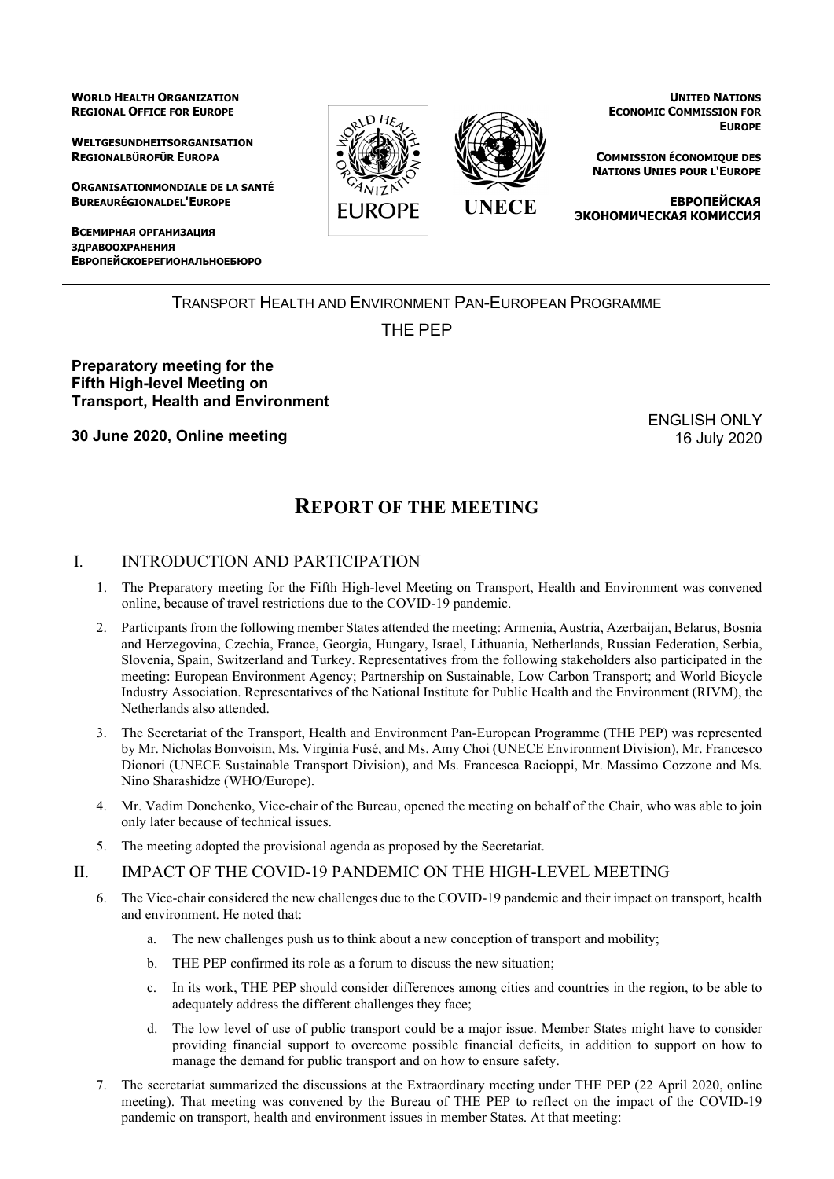**WORLD HEALTH ORGANIZATION**
**REGIONAL OFFICE FOR EUROPE**

**WELTGESUNDHEITSORGANISATION**
**REGIONALBÜROFÜR EUROPA**

**ORGANISATIONMONDIALE DE LA SANTÉ**
**BUREAURÉGIONALDEL'EUROPE**

**ВСЕМИРНАЯ ОРГАНИЗАЦИЯ ЗДРАВООХРАНЕНИЯ**
**ЕВРОПЕЙСКОЕРЕГИОНАЛЬНОЕБЮРО**

**UNITED NATIONS**
**ECONOMIC COMMISSION FOR EUROPE**

**COMMISSION ÉCONOMIQUE DES NATIONS UNIES POUR L'EUROPE**

**ЕВРОПЕЙСКАЯ ЭКОНОМИЧЕСКАЯ КОМИССИЯ**

---

TRANSPORT HEALTH AND ENVIRONMENT PAN-EUROPEAN PROGRAMME

THE PEP

**Preparatory meeting for the Fifth High-level Meeting on Transport, Health and Environment**

**30 June 2020, Online meeting**

ENGLISH ONLY
16 July 2020

# REPORT OF THE MEETING

## I. INTRODUCTION AND PARTICIPATION

1. The Preparatory meeting for the Fifth High-level Meeting on Transport, Health and Environment was convened online, because of travel restrictions due to the COVID-19 pandemic.
2. Participants from the following member States attended the meeting: Armenia, Austria, Azerbaijan, Belarus, Bosnia and Herzegovina, Czechia, France, Georgia, Hungary, Israel, Lithuania, Netherlands, Russian Federation, Serbia, Slovenia, Spain, Switzerland and Turkey. Representatives from the following stakeholders also participated in the meeting: European Environment Agency; Partnership on Sustainable, Low Carbon Transport; and World Bicycle Industry Association. Representatives of the National Institute for Public Health and the Environment (RIVM), the Netherlands also attended.
3. The Secretariat of the Transport, Health and Environment Pan-European Programme (THE PEP) was represented by Mr. Nicholas Bonvoisin, Ms. Virginia Fusé, and Ms. Amy Choi (UNECE Environment Division), Mr. Francesco Dionori (UNECE Sustainable Transport Division), and Ms. Francesca Racioppi, Mr. Massimo Cozzone and Ms. Nino Sharashidze (WHO/Europe).
4. Mr. Vadim Donchenko, Vice-chair of the Bureau, opened the meeting on behalf of the Chair, who was able to join only later because of technical issues.
5. The meeting adopted the provisional agenda as proposed by the Secretariat.

## II. IMPACT OF THE COVID-19 PANDEMIC ON THE HIGH-LEVEL MEETING

6. The Vice-chair considered the new challenges due to the COVID-19 pandemic and their impact on transport, health and environment. He noted that:
    a. The new challenges push us to think about a new conception of transport and mobility;
    b. THE PEP confirmed its role as a forum to discuss the new situation;
    c. In its work, THE PEP should consider differences among cities and countries in the region, to be able to adequately address the different challenges they face;
    d. The low level of use of public transport could be a major issue. Member States might have to consider providing financial support to overcome possible financial deficits, in addition to support on how to manage the demand for public transport and on how to ensure safety.
7. The secretariat summarized the discussions at the Extraordinary meeting under THE PEP (22 April 2020, online meeting). That meeting was convened by the Bureau of THE PEP to reflect on the impact of the COVID-19 pandemic on transport, health and environment issues in member States. At that meeting: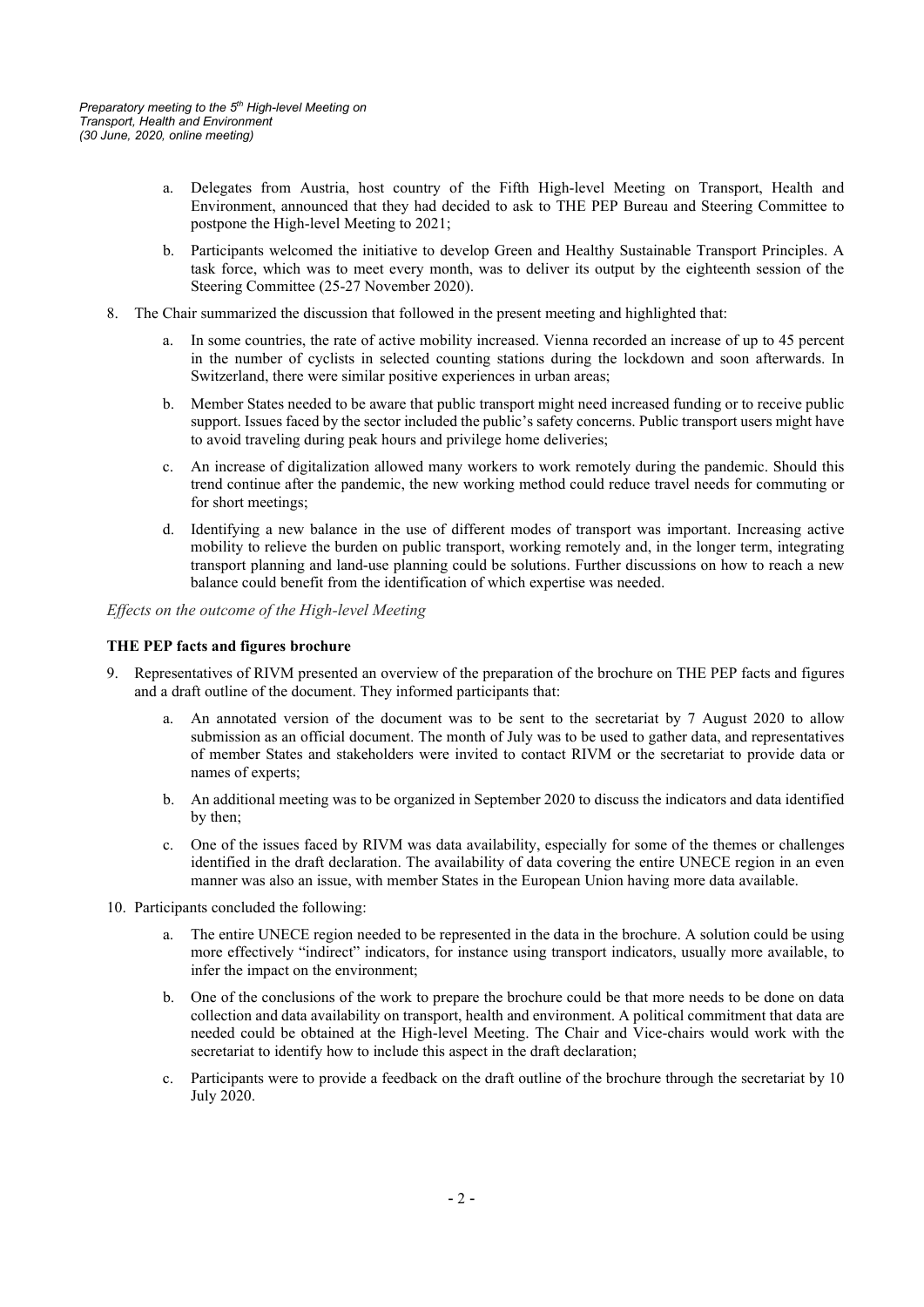a. Delegates from Austria, host country of the Fifth High-level Meeting on Transport, Health and Environment, announced that they had decided to ask to THE PEP Bureau and Steering Committee to postpone the High-level Meeting to 2021;

b. Participants welcomed the initiative to develop Green and Healthy Sustainable Transport Principles. A task force, which was to meet every month, was to deliver its output by the eighteenth session of the Steering Committee (25-27 November 2020).

8. The Chair summarized the discussion that followed in the present meeting and highlighted that:

   a. In some countries, the rate of active mobility increased. Vienna recorded an increase of up to 45 percent in the number of cyclists in selected counting stations during the lockdown and soon afterwards. In Switzerland, there were similar positive experiences in urban areas;

   b. Member States needed to be aware that public transport might need increased funding or to receive public support. Issues faced by the sector included the public's safety concerns. Public transport users might have to avoid traveling during peak hours and privilege home deliveries;

   c. An increase of digitalization allowed many workers to work remotely during the pandemic. Should this trend continue after the pandemic, the new working method could reduce travel needs for commuting or for short meetings;

   d. Identifying a new balance in the use of different modes of transport was important. Increasing active mobility to relieve the burden on public transport, working remotely and, in the longer term, integrating transport planning and land-use planning could be solutions. Further discussions on how to reach a new balance could benefit from the identification of which expertise was needed.

*Effects on the outcome of the High-level Meeting*

**THE PEP facts and figures brochure**

9. Representatives of RIVM presented an overview of the preparation of the brochure on THE PEP facts and figures and a draft outline of the document. They informed participants that:

   a. An annotated version of the document was to be sent to the secretariat by 7 August 2020 to allow submission as an official document. The month of July was to be used to gather data, and representatives of member States and stakeholders were invited to contact RIVM or the secretariat to provide data or names of experts;

   b. An additional meeting was to be organized in September 2020 to discuss the indicators and data identified by then;

   c. One of the issues faced by RIVM was data availability, especially for some of the themes or challenges identified in the draft declaration. The availability of data covering the entire UNECE region in an even manner was also an issue, with member States in the European Union having more data available.

10. Participants concluded the following:

    a. The entire UNECE region needed to be represented in the data in the brochure. A solution could be using more effectively "indirect" indicators, for instance using transport indicators, usually more available, to infer the impact on the environment;

    b. One of the conclusions of the work to prepare the brochure could be that more needs to be done on data collection and data availability on transport, health and environment. A political commitment that data are needed could be obtained at the High-level Meeting. The Chair and Vice-chairs would work with the secretariat to identify how to include this aspect in the draft declaration;

    c. Participants were to provide a feedback on the draft outline of the brochure through the secretariat by 10 July 2020.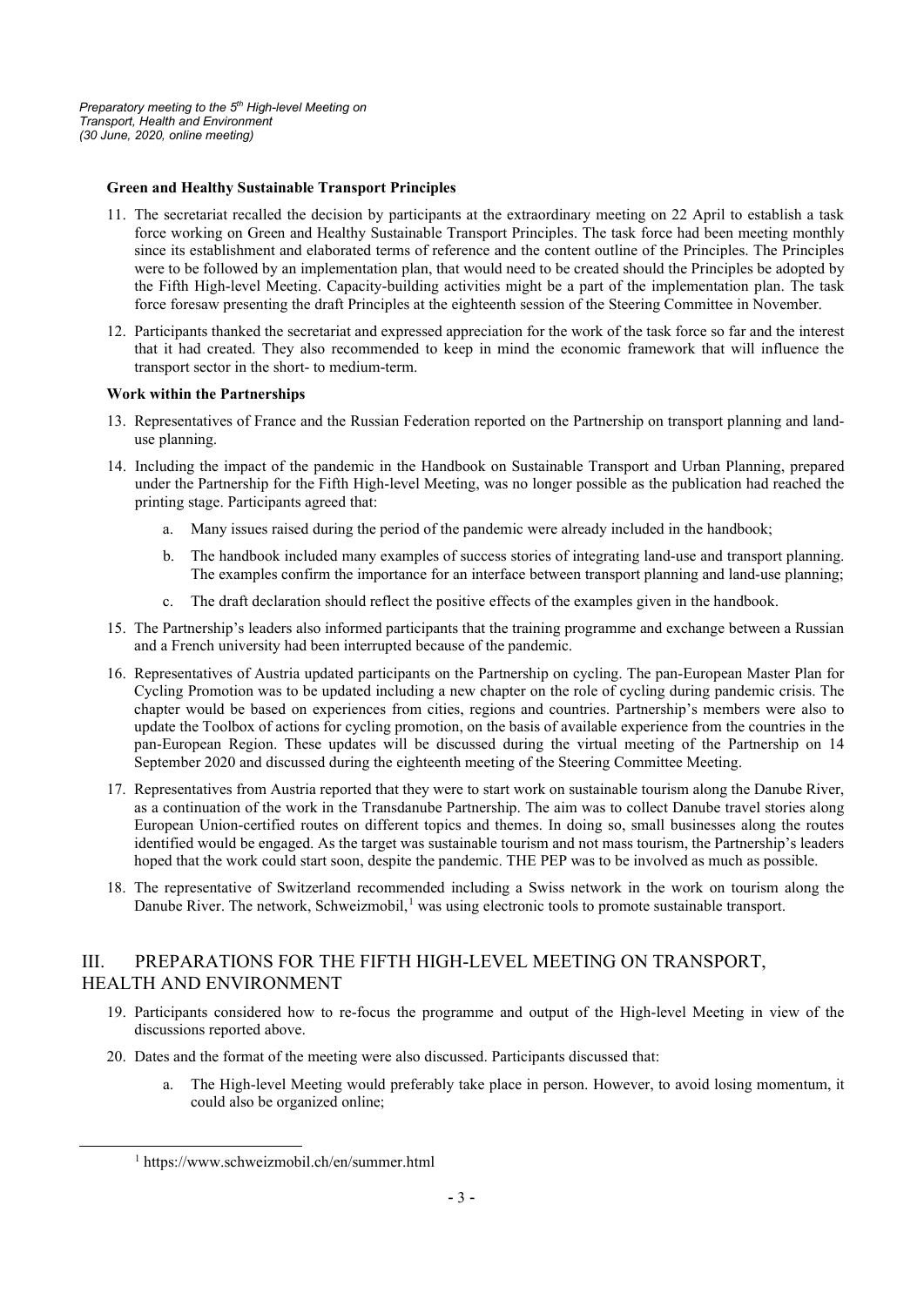**Green and Healthy Sustainable Transport Principles**

11. The secretariat recalled the decision by participants at the extraordinary meeting on 22 April to establish a task force working on Green and Healthy Sustainable Transport Principles. The task force had been meeting monthly since its establishment and elaborated terms of reference and the content outline of the Principles. The Principles were to be followed by an implementation plan, that would need to be created should the Principles be adopted by the Fifth High-level Meeting. Capacity-building activities might be a part of the implementation plan. The task force foresaw presenting the draft Principles at the eighteenth session of the Steering Committee in November.

12. Participants thanked the secretariat and expressed appreciation for the work of the task force so far and the interest that it had created. They also recommended to keep in mind the economic framework that will influence the transport sector in the short- to medium-term.

**Work within the Partnerships**

13. Representatives of France and the Russian Federation reported on the Partnership on transport planning and land-use planning.

14. Including the impact of the pandemic in the Handbook on Sustainable Transport and Urban Planning, prepared under the Partnership for the Fifth High-level Meeting, was no longer possible as the publication had reached the printing stage. Participants agreed that:

    a. Many issues raised during the period of the pandemic were already included in the handbook;

    b. The handbook included many examples of success stories of integrating land-use and transport planning. The examples confirm the importance for an interface between transport planning and land-use planning;

    c. The draft declaration should reflect the positive effects of the examples given in the handbook.

15. The Partnership's leaders also informed participants that the training programme and exchange between a Russian and a French university had been interrupted because of the pandemic.

16. Representatives of Austria updated participants on the Partnership on cycling. The pan-European Master Plan for Cycling Promotion was to be updated including a new chapter on the role of cycling during pandemic crisis. The chapter would be based on experiences from cities, regions and countries. Partnership's members were also to update the Toolbox of actions for cycling promotion, on the basis of available experience from the countries in the pan-European Region. These updates will be discussed during the virtual meeting of the Partnership on 14 September 2020 and discussed during the eighteenth meeting of the Steering Committee Meeting.

17. Representatives from Austria reported that they were to start work on sustainable tourism along the Danube River, as a continuation of the work in the Transdanube Partnership. The aim was to collect Danube travel stories along European Union-certified routes on different topics and themes. In doing so, small businesses along the routes identified would be engaged. As the target was sustainable tourism and not mass tourism, the Partnership's leaders hoped that the work could start soon, despite the pandemic. THE PEP was to be involved as much as possible.

18. The representative of Switzerland recommended including a Swiss network in the work on tourism along the Danube River. The network, Schweizmobil,[1] was using electronic tools to promote sustainable transport.

## III. PREPARATIONS FOR THE FIFTH HIGH-LEVEL MEETING ON TRANSPORT, HEALTH AND ENVIRONMENT

19. Participants considered how to re-focus the programme and output of the High-level Meeting in view of the discussions reported above.

20. Dates and the format of the meeting were also discussed. Participants discussed that:

    a. The High-level Meeting would preferably take place in person. However, to avoid losing momentum, it could also be organized online;

[1] https://www.schweizmobil.ch/en/summer.html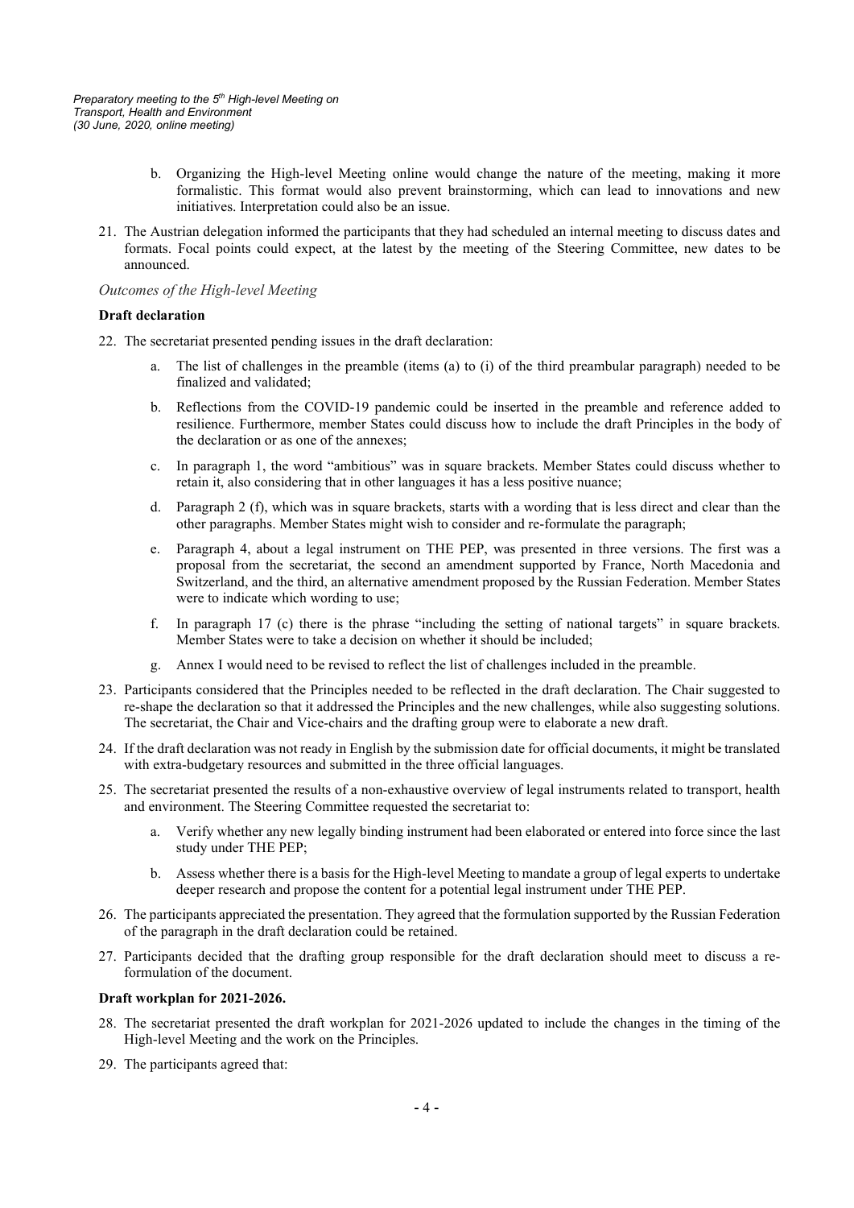b. Organizing the High-level Meeting online would change the nature of the meeting, making it more formalistic. This format would also prevent brainstorming, which can lead to innovations and new initiatives. Interpretation could also be an issue.

21. The Austrian delegation informed the participants that they had scheduled an internal meeting to discuss dates and formats. Focal points could expect, at the latest by the meeting of the Steering Committee, new dates to be announced.

*Outcomes of the High-level Meeting*

**Draft declaration**

22. The secretariat presented pending issues in the draft declaration:

    a. The list of challenges in the preamble (items (a) to (i) of the third preambular paragraph) needed to be finalized and validated;

    b. Reflections from the COVID-19 pandemic could be inserted in the preamble and reference added to resilience. Furthermore, member States could discuss how to include the draft Principles in the body of the declaration or as one of the annexes;

    c. In paragraph 1, the word "ambitious" was in square brackets. Member States could discuss whether to retain it, also considering that in other languages it has a less positive nuance;

    d. Paragraph 2 (f), which was in square brackets, starts with a wording that is less direct and clear than the other paragraphs. Member States might wish to consider and re-formulate the paragraph;

    e. Paragraph 4, about a legal instrument on THE PEP, was presented in three versions. The first was a proposal from the secretariat, the second an amendment supported by France, North Macedonia and Switzerland, and the third, an alternative amendment proposed by the Russian Federation. Member States were to indicate which wording to use;

    f. In paragraph 17 (c) there is the phrase "including the setting of national targets" in square brackets. Member States were to take a decision on whether it should be included;

    g. Annex I would need to be revised to reflect the list of challenges included in the preamble.

23. Participants considered that the Principles needed to be reflected in the draft declaration. The Chair suggested to re-shape the declaration so that it addressed the Principles and the new challenges, while also suggesting solutions. The secretariat, the Chair and Vice-chairs and the drafting group were to elaborate a new draft.

24. If the draft declaration was not ready in English by the submission date for official documents, it might be translated with extra-budgetary resources and submitted in the three official languages.

25. The secretariat presented the results of a non-exhaustive overview of legal instruments related to transport, health and environment. The Steering Committee requested the secretariat to:

    a. Verify whether any new legally binding instrument had been elaborated or entered into force since the last study under THE PEP;

    b. Assess whether there is a basis for the High-level Meeting to mandate a group of legal experts to undertake deeper research and propose the content for a potential legal instrument under THE PEP.

26. The participants appreciated the presentation. They agreed that the formulation supported by the Russian Federation of the paragraph in the draft declaration could be retained.

27. Participants decided that the drafting group responsible for the draft declaration should meet to discuss a re-formulation of the document.

**Draft workplan for 2021-2026.**

28. The secretariat presented the draft workplan for 2021-2026 updated to include the changes in the timing of the High-level Meeting and the work on the Principles.

29. The participants agreed that: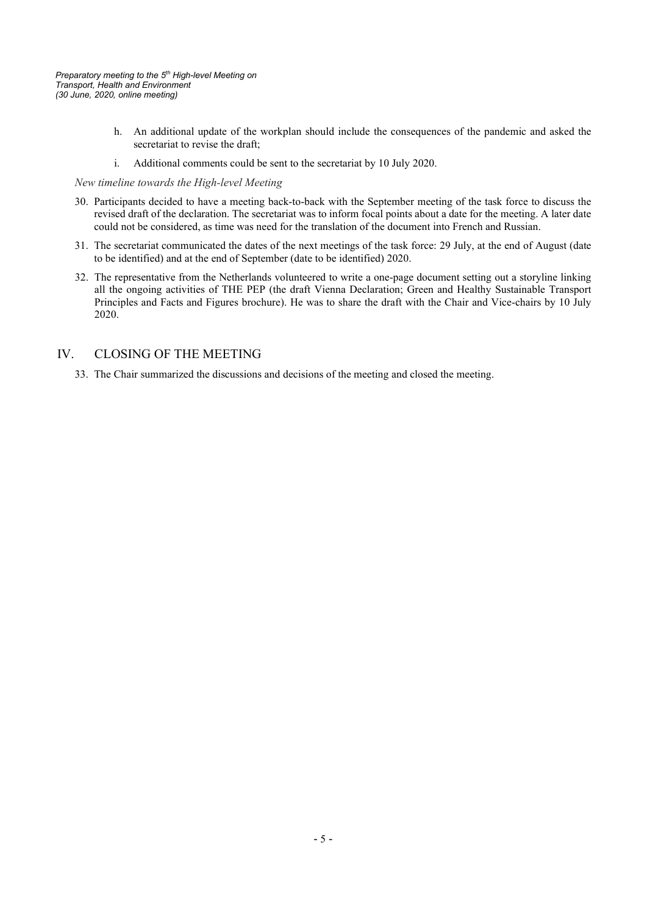h. An additional update of the workplan should include the consequences of the pandemic and asked the secretariat to revise the draft;

i. Additional comments could be sent to the secretariat by 10 July 2020.

*New timeline towards the High-level Meeting*

30. Participants decided to have a meeting back-to-back with the September meeting of the task force to discuss the revised draft of the declaration. The secretariat was to inform focal points about a date for the meeting. A later date could not be considered, as time was need for the translation of the document into French and Russian.

31. The secretariat communicated the dates of the next meetings of the task force: 29 July, at the end of August (date to be identified) and at the end of September (date to be identified) 2020.

32. The representative from the Netherlands volunteered to write a one-page document setting out a storyline linking all the ongoing activities of THE PEP (the draft Vienna Declaration; Green and Healthy Sustainable Transport Principles and Facts and Figures brochure). He was to share the draft with the Chair and Vice-chairs by 10 July 2020.

## IV. CLOSING OF THE MEETING

33. The Chair summarized the discussions and decisions of the meeting and closed the meeting.